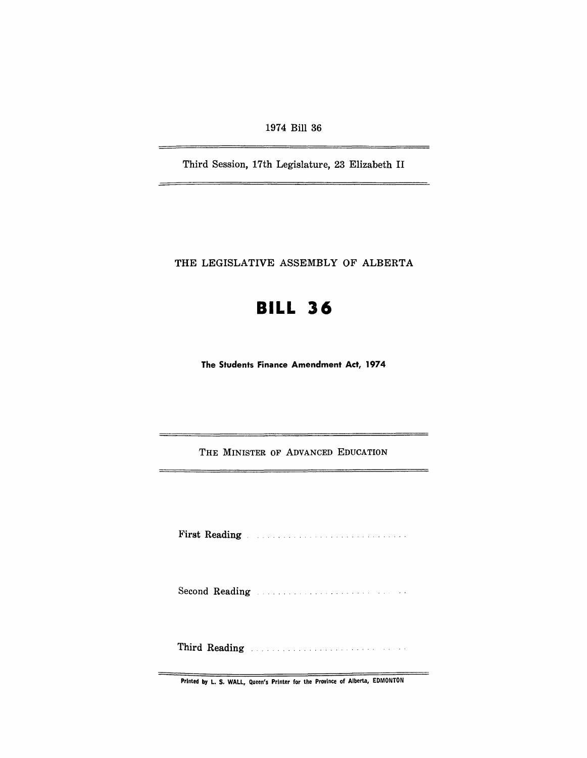1974 Bill 36

Third Session, 17th Legislature, 23 Elizabeth II

THE LEGISLATIVE ASSEMBLY OF ALBERTA

# BILL 36

**The Students Finance Amendment Act, 1974**

THE MINISTER OF ADVANCED EDUCATION

First Reading . . . . . . . . . . . . . . . . . . . . . . . . . . . . . .

Second Reading . . . . . . . . . . . . . . . . . . . . . . . . . . . .

Third Reading . . . . . . . . . . . . . . . . . . . . . . . . . . . . .

Printed by L. S. WALL, Queen's Printer for the Province of Alberta, EDMONTON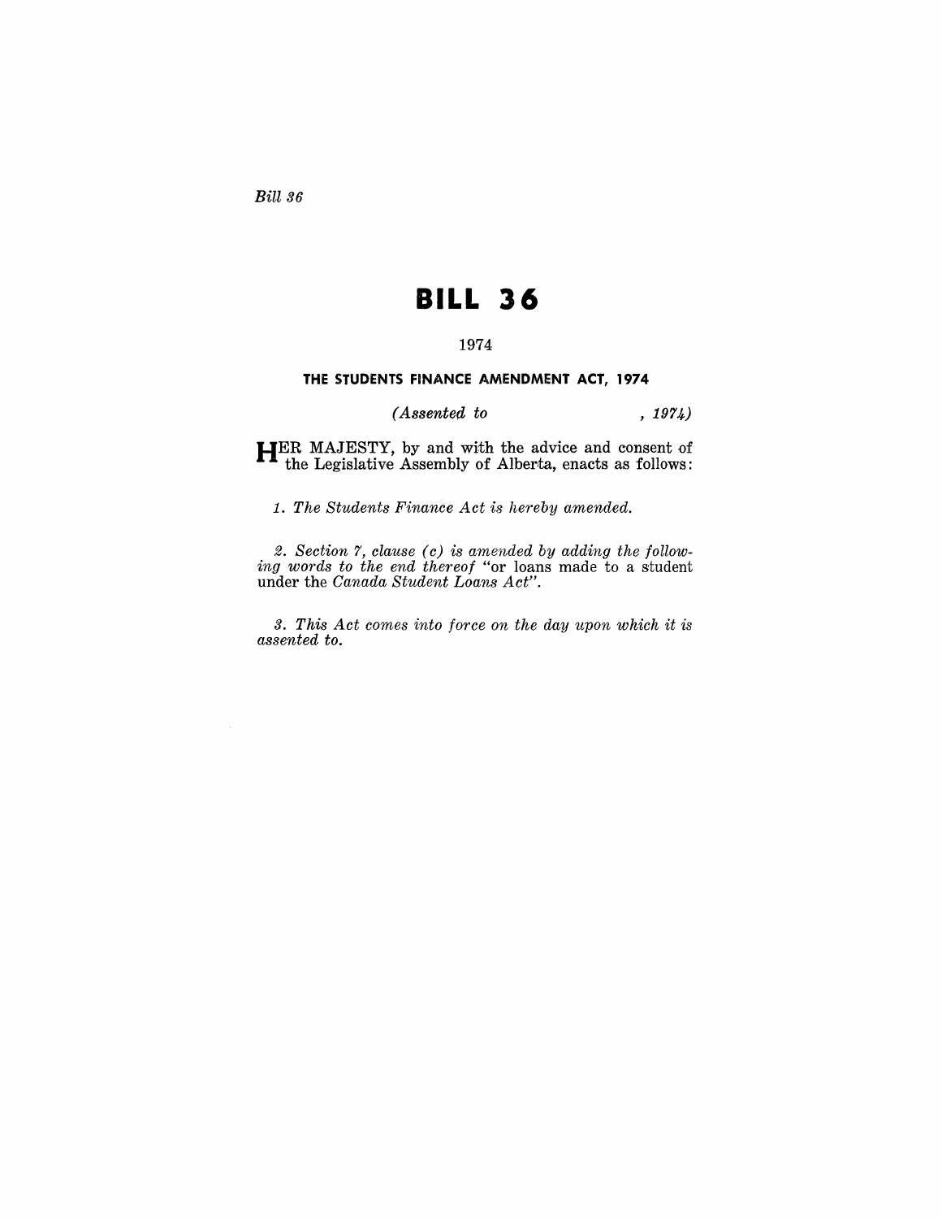*Bill 36*

# BILL 36

1974

## THE STUDENTS FINANCE AMENDMENT ACT, 1974

*(Assented to , 1974)*

HER MAJESTY, by and with the advice and consent of the Legislative Assembly of Alberta, enacts as follows:

*1. The Students Finance Act is hereby amended.*

*2. Section 7, clause (c) is amended by adding the following words to the end thereof* "or loans made to a student under the *Canada Student Loans Act*".

*3. This Act comes into force on the day upon which it is assented to.*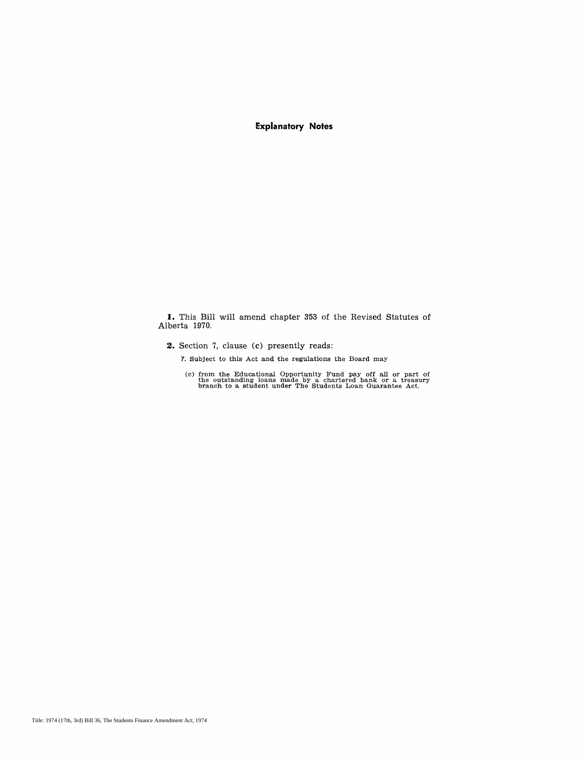## Explanatory Notes

**1.** This Bill will amend chapter 353 of the Revised Statutes of Alberta 1970.

**2.** Section 7, clause (c) presently reads:

7. Subject to this Act and the regulations the Board may

(c) from the Educational Opportunity Fund pay off all or part of the outstanding loans made by a chartered bank or a treasury branch to a student under The Students Loan Guarantee Act.

Title: 1974 (17th, 3rd) Bill 36, The Students Finance Amendment Act, 1974